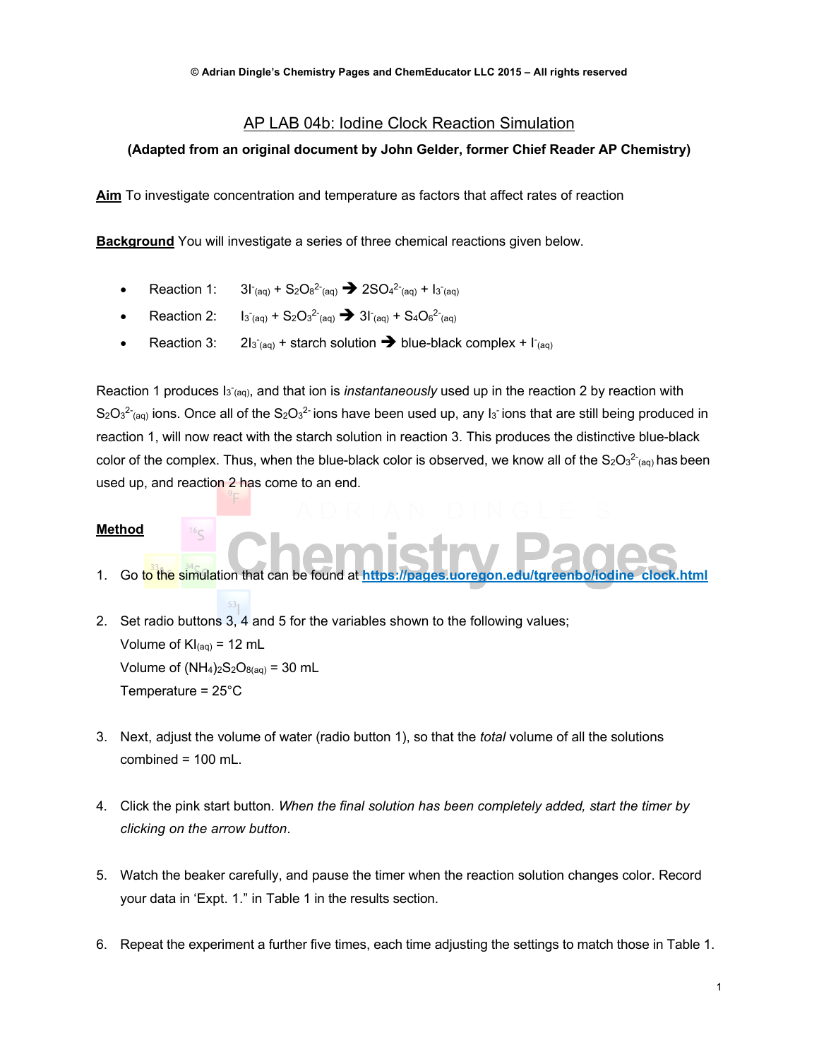© Adrian Dingle's Chemistry Pages and ChemEducator LLC 2015 – All rights reserved

# AP LAB 04b: Iodine Clock Reaction Simulation

**(Adapted from an original document by John Gelder, former Chief Reader AP Chemistry)**

**Aim** To investigate concentration and temperature as factors that affect rates of reaction

**Background** You will investigate a series of three chemical reactions given below.

- Reaction 1: $3I^-_{(aq)} + S_2O_8^{2-}{}_{(aq)} \rightarrow 2SO_4^{2-}{}_{(aq)} + I_3^-{}_{(aq)}$
- Reaction 2: $I_3^-{}_{(aq)} + S_2O_3^{2-}{}_{(aq)} \rightarrow 3I^-_{(aq)} + S_4O_6^{2-}{}_{(aq)}$
- Reaction 3: $2I_3^-{}_{(aq)}$ + starch solution $\rightarrow$ blue-black complex + $I^-_{(aq)}$

Reaction 1 produces $I_3^-{}_{(aq)}$, and that ion is *instantaneously* used up in the reaction 2 by reaction with $S_2O_3^{2-}{}_{(aq)}$ ions. Once all of the $S_2O_3^{2-}$ ions have been used up, any $I_3^-$ ions that are still being produced in reaction 1, will now react with the starch solution in reaction 3. This produces the distinctive blue-black color of the complex. Thus, when the blue-black color is observed, we know all of the $S_2O_3^{2-}{}_{(aq)}$ has been used up, and reaction 2 has come to an end.

**Method**

1. Go to the simulation that can be found at https://pages.uoregon.edu/tgreenbo/iodine_clock.html

2. Set radio buttons 3, 4 and 5 for the variables shown to the following values;
   Volume of $KI_{(aq)}$ = 12 mL
   Volume of $(NH_4)_2S_2O_{8(aq)}$ = 30 mL
   Temperature = 25°C

3. Next, adjust the volume of water (radio button 1), so that the *total* volume of all the solutions combined = 100 mL.

4. Click the pink start button. *When the final solution has been completely added, start the timer by clicking on the arrow button*.

5. Watch the beaker carefully, and pause the timer when the reaction solution changes color. Record your data in 'Expt. 1.' in Table 1 in the results section.

6. Repeat the experiment a further five times, each time adjusting the settings to match those in Table 1.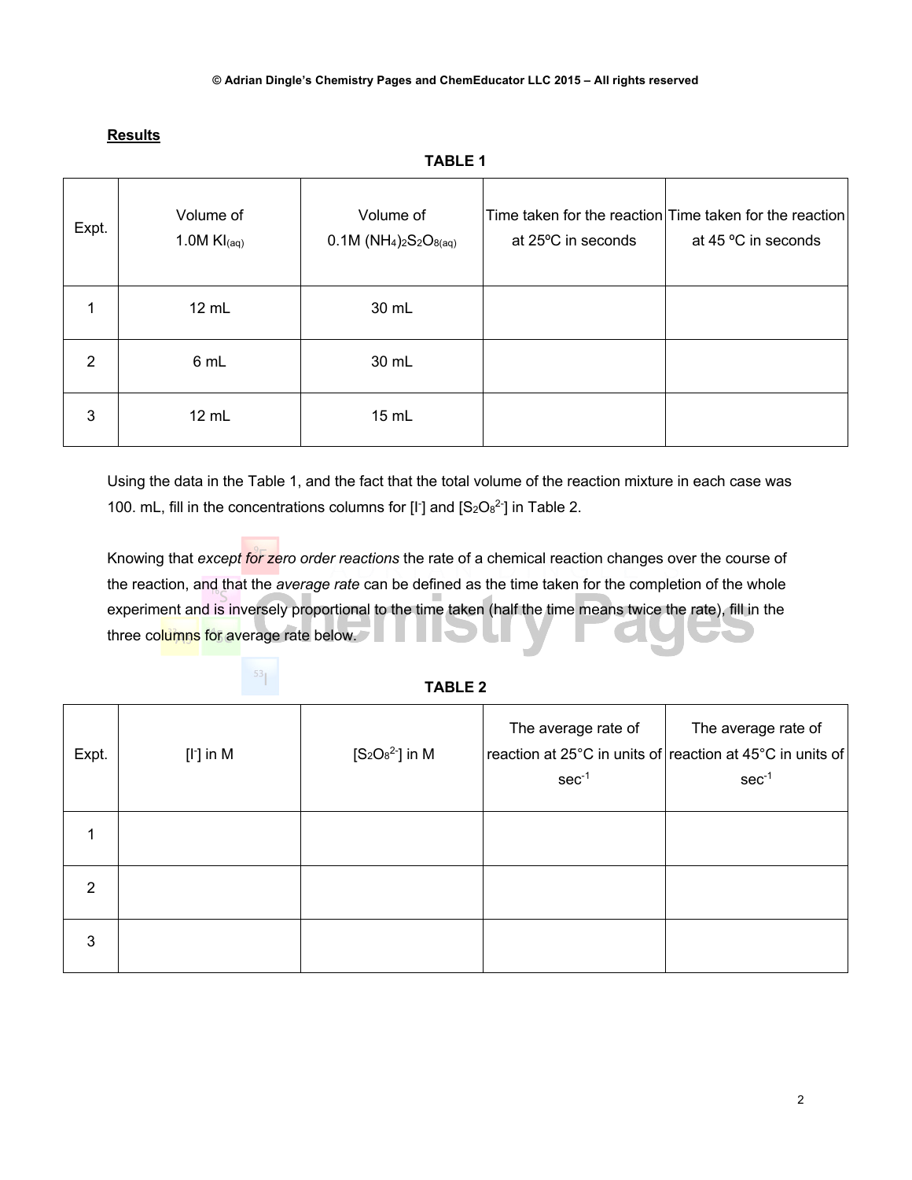## Results

**TABLE 1**

| Expt. | Volume of 1.0M $KI_{(aq)}$ | Volume of 0.1M $(NH_4)_2S_2O_{8(aq)}$ | Time taken for the reaction at 25ºC in seconds | Time taken for the reaction at 45 ºC in seconds |
|---|---|---|---|---|
| 1 | 12 mL | 30 mL | | |
| 2 | 6 mL | 30 mL | | |
| 3 | 12 mL | 15 mL | | |

Using the data in the Table 1, and the fact that the total volume of the reaction mixture in each case was 100. mL, fill in the concentrations columns for $[I^-]$ and $[S_2O_8^{2-}]$ in Table 2.

Knowing that *except for zero order reactions* the rate of a chemical reaction changes over the course of the reaction, and that the *average rate* can be defined as the time taken for the completion of the whole experiment and is inversely proportional to the time taken (half the time means twice the rate), fill in the three columns for average rate below.

**TABLE 2**

| Expt. | $[I^-]$ in M | $[S_2O_8^{2-}]$ in M | The average rate of reaction at 25°C in units of $sec^{-1}$ | The average rate of reaction at 45°C in units of $sec^{-1}$ |
|---|---|---|---|---|
| 1 | | | | |
| 2 | | | | |
| 3 | | | | |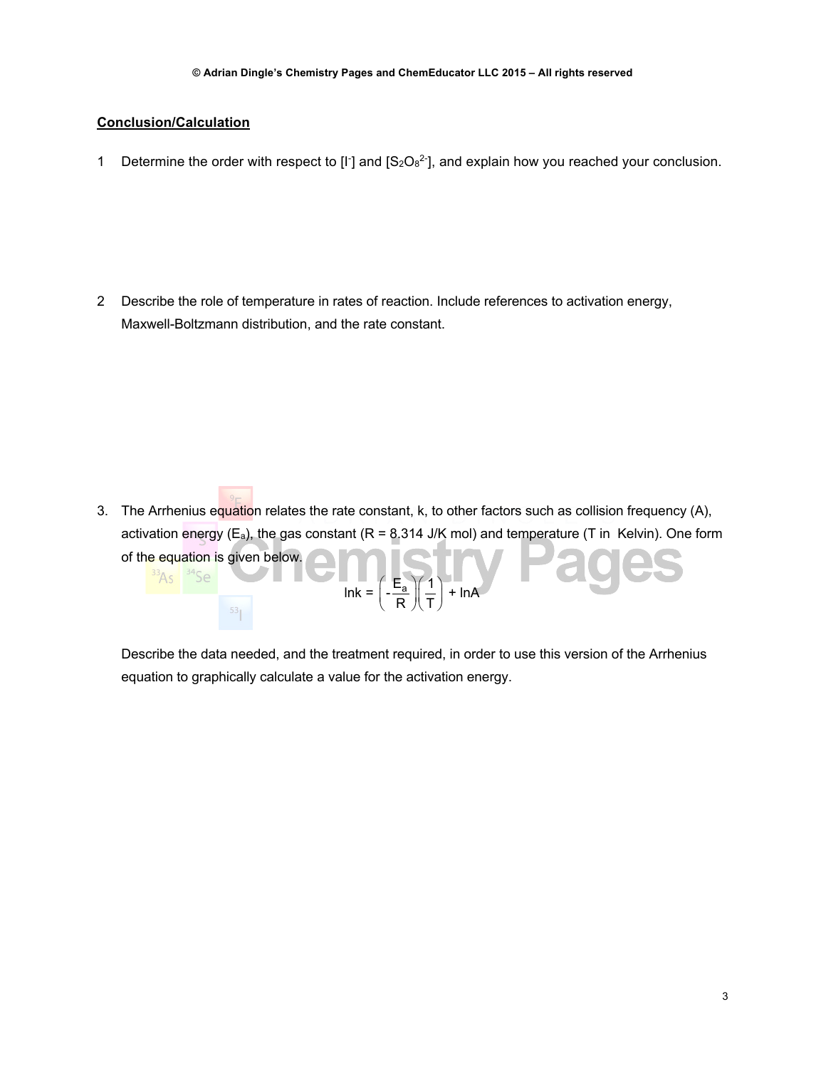## Conclusion/Calculation

1 Determine the order with respect to $[I^-]$ and $[S_2O_8^{2-}]$, and explain how you reached your conclusion.

2 Describe the role of temperature in rates of reaction. Include references to activation energy, Maxwell-Boltzmann distribution, and the rate constant.

3. The Arrhenius equation relates the rate constant, k, to other factors such as collision frequency (A), activation energy ($E_a$), the gas constant (R = 8.314 J/K mol) and temperature (T in Kelvin). One form of the equation is given below.

$$\ln k = \left(-\frac{E_a}{R}\right)\left(\frac{1}{T}\right) + \ln A$$

Describe the data needed, and the treatment required, in order to use this version of the Arrhenius equation to graphically calculate a value for the activation energy.